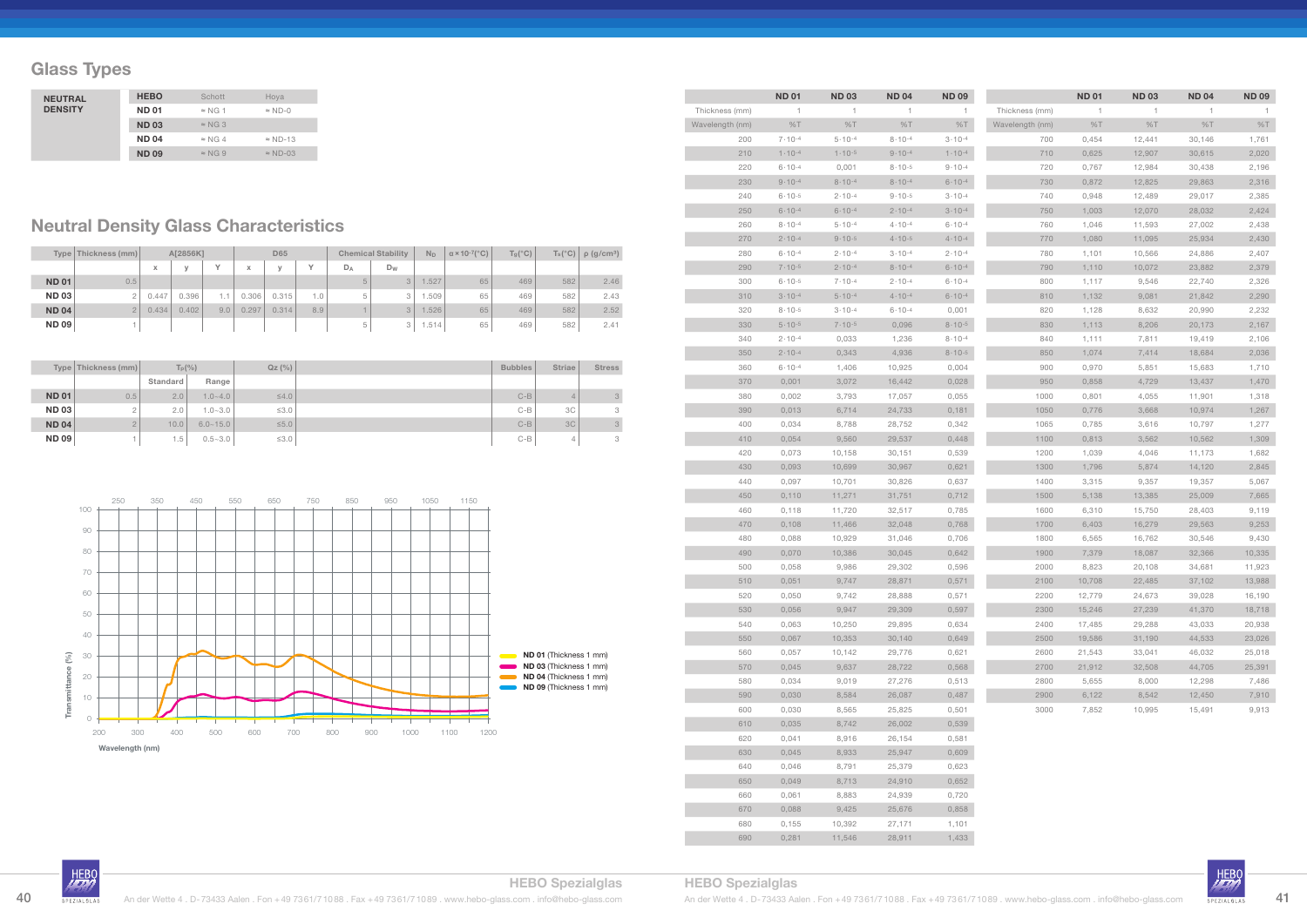## Glass Types

| NEUTRAL DENSITY | HEBO | Schott | Hoya |
|---|---|---|---|
| | ND 01 | ≈ NG 1 | ≈ ND-0 |
| | ND 03 | ≈ NG 3 | |
| | ND 04 | ≈ NG 4 | ≈ ND-13 |
| | ND 09 | ≈ NG 9 | ≈ ND-03 |

## Neutral Density Glass Characteristics

| Type | Thickness (mm) | A[2856K] | | | D65 | | | Chemical Stability | | $N_D$ | $\alpha \times 10^{-7}$(°C) | $T_g$(°C) | $T_s$(°C) | ρ (g/cm³) |
|---|---|---|---|---|---|---|---|---|---|---|---|---|---|---|
| | | x | y | Y | x | y | Y | $D_A$ | $D_W$ | | | | | |
| ND 01 | 0.5 | | | | | | | 5 | 3 | 1.527 | 65 | 469 | 582 | 2.46 |
| ND 03 | 2 | 0.447 | 0.396 | 1.1 | 0.306 | 0.315 | 1.0 | 5 | 3 | 1.509 | 65 | 469 | 582 | 2.43 |
| ND 04 | 2 | 0.434 | 0.402 | 9.0 | 0.297 | 0.314 | 8.9 | 1 | 3 | 1.526 | 65 | 469 | 582 | 2.52 |
| ND 09 | 1 | | | | | | | 5 | 3 | 1.514 | 65 | 469 | 582 | 2.41 |

| Type | Thickness (mm) | $T_D$(%) | | Qz (%) | Bubbles | Striae | Stress |
|---|---|---|---|---|---|---|---|
| | | Standard | Range | | | | |
| ND 01 | 0.5 | 2.0 | 1.0~4.0 | ≤4.0 | C-B | 4 | 3 |
| ND 03 | 2 | 2.0 | 1.0~3.0 | ≤3.0 | C-B | 3C | 3 |
| ND 04 | 2 | 10.0 | 6.0~15.0 | ≤5.0 | C-B | 3C | 3 |
| ND 09 | 1 | 1.5 | 0.5~3.0 | ≤3.0 | C-B | 4 | 3 |

Transmittance (%) vs. Wavelength (nm)

ND 01 (Thickness 1 mm)
ND 03 (Thickness 1 mm)
ND 04 (Thickness 1 mm)
ND 09 (Thickness 1 mm)

| | ND 01 | ND 03 | ND 04 | ND 09 |
|---|---|---|---|---|
| Thickness (mm) | 1 | 1 | 1 | 1 |
| Wavelength (nm) | %T | %T | %T | %T |
| 200 | $7 \cdot 10^{-4}$ | $5 \cdot 10^{-4}$ | $8 \cdot 10^{-4}$ | $3 \cdot 10^{-4}$ |
| 210 | $1 \cdot 10^{-4}$ | $1 \cdot 10^{-5}$ | $9 \cdot 10^{-4}$ | $1 \cdot 10^{-4}$ |
| 220 | $6 \cdot 10^{-4}$ | 0,001 | $8 \cdot 10^{-5}$ | $9 \cdot 10^{-4}$ |
| 230 | $9 \cdot 10^{-4}$ | $8 \cdot 10^{-4}$ | $8 \cdot 10^{-4}$ | $6 \cdot 10^{-4}$ |
| 240 | $6 \cdot 10^{-5}$ | $2 \cdot 10^{-4}$ | $9 \cdot 10^{-5}$ | $3 \cdot 10^{-4}$ |
| 250 | $6 \cdot 10^{-4}$ | $6 \cdot 10^{-4}$ | $2 \cdot 10^{-4}$ | $3 \cdot 10^{-4}$ |
| 260 | $8 \cdot 10^{-4}$ | $5 \cdot 10^{-4}$ | $4 \cdot 10^{-4}$ | $6 \cdot 10^{-4}$ |
| 270 | $2 \cdot 10^{-4}$ | $9 \cdot 10^{-5}$ | $4 \cdot 10^{-5}$ | $4 \cdot 10^{-4}$ |
| 280 | $6 \cdot 10^{-4}$ | $2 \cdot 10^{-4}$ | $3 \cdot 10^{-4}$ | $2 \cdot 10^{-4}$ |
| 290 | $7 \cdot 10^{-5}$ | $2 \cdot 10^{-4}$ | $8 \cdot 10^{-4}$ | $6 \cdot 10^{-4}$ |
| 300 | $6 \cdot 10^{-5}$ | $7 \cdot 10^{-4}$ | $2 \cdot 10^{-4}$ | $6 \cdot 10^{-4}$ |
| 310 | $3 \cdot 10^{-4}$ | $5 \cdot 10^{-4}$ | $4 \cdot 10^{-4}$ | $6 \cdot 10^{-4}$ |
| 320 | $8 \cdot 10^{-5}$ | $3 \cdot 10^{-4}$ | $6 \cdot 10^{-4}$ | 0,001 |
| 330 | $5 \cdot 10^{-5}$ | $7 \cdot 10^{-5}$ | 0,096 | $8 \cdot 10^{-5}$ |
| 340 | $2 \cdot 10^{-4}$ | 0,033 | 1,236 | $8 \cdot 10^{-4}$ |
| 350 | $2 \cdot 10^{-4}$ | 0,343 | 4,936 | $8 \cdot 10^{-5}$ |
| 360 | $6 \cdot 10^{-4}$ | 1,406 | 10,925 | 0,004 |
| 370 | 0,001 | 3,072 | 16,442 | 0,028 |
| 380 | 0,002 | 3,793 | 17,057 | 0,055 |
| 390 | 0,013 | 6,714 | 24,733 | 0,181 |
| 400 | 0,034 | 8,788 | 28,752 | 0,342 |
| 410 | 0,054 | 9,560 | 29,537 | 0,448 |
| 420 | 0,073 | 10,158 | 30,151 | 0,539 |
| 430 | 0,093 | 10,699 | 30,967 | 0,621 |
| 440 | 0,097 | 10,701 | 30,826 | 0,637 |
| 450 | 0,110 | 11,271 | 31,751 | 0,712 |
| 460 | 0,118 | 11,720 | 32,517 | 0,785 |
| 470 | 0,108 | 11,466 | 32,048 | 0,768 |
| 480 | 0,088 | 10,929 | 31,046 | 0,706 |
| 490 | 0,070 | 10,386 | 30,045 | 0,642 |
| 500 | 0,058 | 9,986 | 29,302 | 0,596 |
| 510 | 0,051 | 9,747 | 28,871 | 0,571 |
| 520 | 0,050 | 9,742 | 28,888 | 0,571 |
| 530 | 0,056 | 9,947 | 29,309 | 0,597 |
| 540 | 0,063 | 10,250 | 29,895 | 0,634 |
| 550 | 0,067 | 10,353 | 30,140 | 0,649 |
| 560 | 0,057 | 10,142 | 29,776 | 0,621 |
| 570 | 0,045 | 9,637 | 28,722 | 0,568 |
| 580 | 0,034 | 9,019 | 27,276 | 0,513 |
| 590 | 0,030 | 8,584 | 26,087 | 0,487 |
| 600 | 0,030 | 8,565 | 25,825 | 0,501 |
| 610 | 0,035 | 8,742 | 26,002 | 0,539 |
| 620 | 0,041 | 8,916 | 26,154 | 0,581 |
| 630 | 0,045 | 8,933 | 25,947 | 0,609 |
| 640 | 0,046 | 8,791 | 25,379 | 0,623 |
| 650 | 0,049 | 8,713 | 24,910 | 0,652 |
| 660 | 0,061 | 8,883 | 24,939 | 0,720 |
| 670 | 0,088 | 9,425 | 25,676 | 0,858 |
| 680 | 0,155 | 10,392 | 27,171 | 1,101 |
| 690 | 0,281 | 11,546 | 28,911 | 1,433 |

| | ND 01 | ND 03 | ND 04 | ND 09 |
|---|---|---|---|---|
| Thickness (mm) | 1 | 1 | 1 | 1 |
| Wavelength (nm) | %T | %T | %T | %T |
| 700 | 0,454 | 12,441 | 30,146 | 1,761 |
| 710 | 0,625 | 12,907 | 30,615 | 2,020 |
| 720 | 0,767 | 12,984 | 30,438 | 2,196 |
| 730 | 0,872 | 12,825 | 29,863 | 2,316 |
| 740 | 0,948 | 12,489 | 29,017 | 2,385 |
| 750 | 1,003 | 12,070 | 28,032 | 2,424 |
| 760 | 1,046 | 11,593 | 27,002 | 2,438 |
| 770 | 1,080 | 11,095 | 25,934 | 2,430 |
| 780 | 1,101 | 10,566 | 24,886 | 2,407 |
| 790 | 1,110 | 10,072 | 23,882 | 2,379 |
| 800 | 1,117 | 9,546 | 22,740 | 2,326 |
| 810 | 1,132 | 9,081 | 21,842 | 2,290 |
| 820 | 1,128 | 8,632 | 20,990 | 2,232 |
| 830 | 1,113 | 8,206 | 20,173 | 2,167 |
| 840 | 1,111 | 7,811 | 19,419 | 2,106 |
| 850 | 1,074 | 7,414 | 18,684 | 2,036 |
| 900 | 0,970 | 5,851 | 15,683 | 1,710 |
| 950 | 0,858 | 4,729 | 13,437 | 1,470 |
| 1000 | 0,801 | 4,055 | 11,901 | 1,318 |
| 1050 | 0,776 | 3,668 | 10,974 | 1,267 |
| 1065 | 0,785 | 3,616 | 10,797 | 1,277 |
| 1100 | 0,813 | 3,562 | 10,562 | 1,309 |
| 1200 | 1,039 | 4,046 | 11,173 | 1,682 |
| 1300 | 1,796 | 5,874 | 14,120 | 2,845 |
| 1400 | 3,315 | 9,357 | 19,357 | 5,067 |
| 1500 | 5,138 | 13,385 | 25,009 | 7,665 |
| 1600 | 6,310 | 15,750 | 28,403 | 9,119 |
| 1700 | 6,403 | 16,279 | 29,563 | 9,253 |
| 1800 | 6,565 | 16,762 | 30,546 | 9,430 |
| 1900 | 7,379 | 18,087 | 32,366 | 10,335 |
| 2000 | 8,823 | 20,108 | 34,681 | 11,923 |
| 2100 | 10,708 | 22,485 | 37,102 | 13,988 |
| 2200 | 12,779 | 24,673 | 39,028 | 16,190 |
| 2300 | 15,246 | 27,239 | 41,370 | 18,718 |
| 2400 | 17,485 | 29,288 | 43,033 | 20,938 |
| 2500 | 19,586 | 31,190 | 44,533 | 23,026 |
| 2600 | 21,543 | 33,041 | 46,032 | 25,018 |
| 2700 | 21,912 | 32,508 | 44,705 | 25,391 |
| 2800 | 5,655 | 8,000 | 12,298 | 7,486 |
| 2900 | 6,122 | 8,542 | 12,450 | 7,910 |
| 3000 | 7,852 | 10,995 | 15,491 | 9,913 |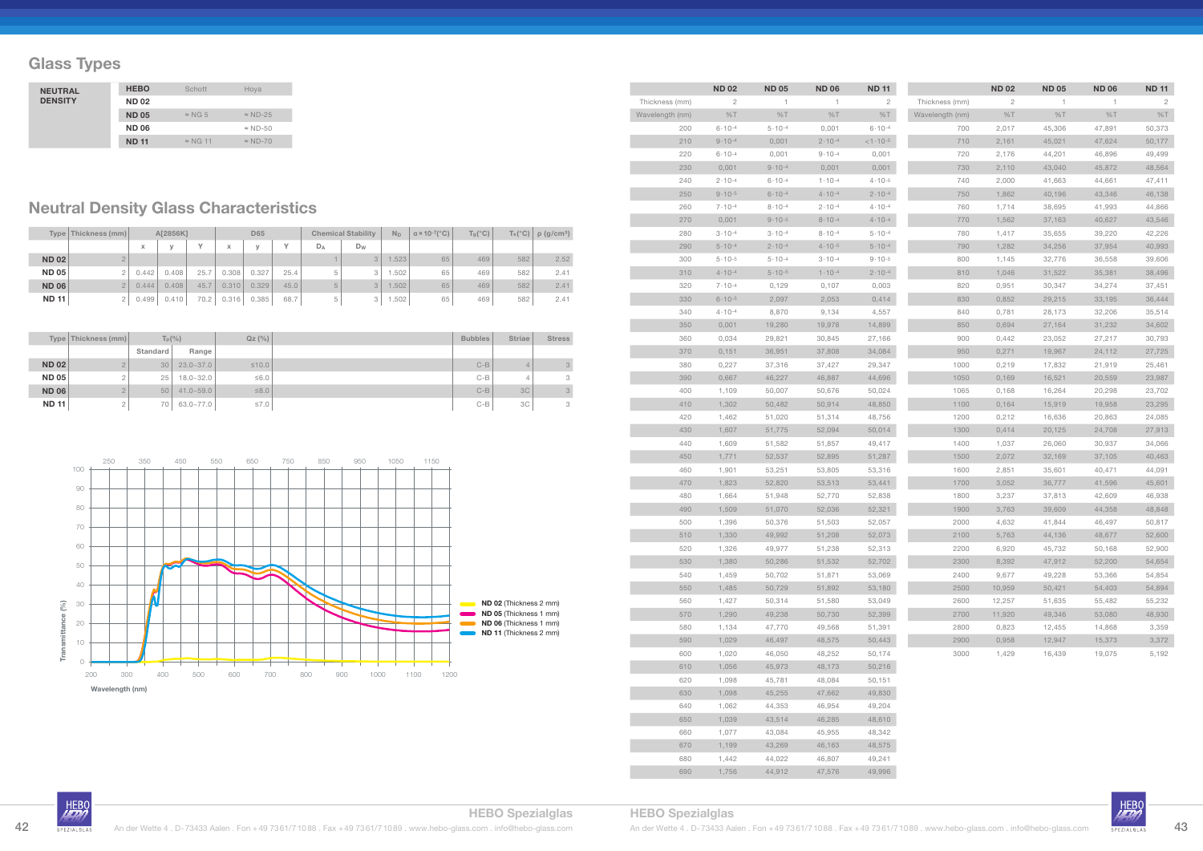## Glass Types

| NEUTRAL DENSITY | HEBO | Schott | Hoya |
|---|---|---|---|
| | ND 02 | | |
| | ND 05 | ≈ NG 5 | ≈ ND-25 |
| | ND 06 | | ≈ ND-50 |
| | ND 11 | ≈ NG 11 | ≈ ND-70 |

## Neutral Density Glass Characteristics

| Type | Thickness (mm) | A[2856K] | | | D65 | | | Chemical Stability | | $N_D$ | $\alpha \times 10^{-7}$(°C) | $T_g$(°C) | $T_a$(°C) | ρ (g/cm³) |
|---|---|---|---|---|---|---|---|---|---|---|---|---|---|---|
| | | x | y | Y | x | y | Y | $D_A$ | $D_W$ | | | | | |
| ND 02 | 2 | | | | | | | 1 | 3 | 1.523 | 65 | 469 | 582 | 2.52 |
| ND 05 | 2 | 0.442 | 0.408 | 25.7 | 0.308 | 0.327 | 25.4 | 5 | 3 | 1.502 | 65 | 469 | 582 | 2.41 |
| ND 06 | 2 | 0.444 | 0.408 | 45.7 | 0.310 | 0.329 | 45.0 | 5 | 3 | 1.502 | 65 | 469 | 582 | 2.41 |
| ND 11 | 2 | 0.499 | 0.410 | 70.2 | 0.316 | 0.385 | 68.7 | 5 | 3 | 1.502 | 65 | 469 | 582 | 2.41 |

| Type | Thickness (mm) | $T_D$(%) | | Qz (%) | Bubbles | Striae | Stress |
|---|---|---|---|---|---|---|---|
| | | Standard | Range | | | | |
| ND 02 | 2 | 30 | 23.0–37.0 | ≤10.0 | C-B | 4 | 3 |
| ND 05 | 2 | 25 | 18.0–32.0 | ≤6.0 | C-B | 4 | 3 |
| ND 06 | 2 | 50 | 41.0–59.0 | ≤8.0 | C-B | 3C | 3 |
| ND 11 | 2 | 70 | 63.0–77.0 | ≤7.0 | C-B | 3C | 3 |

250 350 450 550 650 750 850 950 1050 1150

100 90 80 70 60 50 40 30 20 10 0

200 300 400 500 600 700 800 900 1000 1100 1200

Transmittance (%)

Wavelength (nm)

ND 02 (Thickness 2 mm)
ND 05 (Thickness 1 mm)
ND 06 (Thickness 1 mm)
ND 11 (Thickness 2 mm)

| | ND 02 | ND 05 | ND 06 | ND 11 |
|---|---|---|---|---|
| Thickness (mm) | 2 | 1 | 1 | 2 |
| Wavelength (nm) | %T | %T | %T | %T |
| 200 | 6·10⁻⁴ | 5·10⁻⁴ | 0,001 | 6·10⁻⁴ |
| 210 | 9·10⁻⁴ | 0,001 | 2·10⁻⁴ | <1·10⁻⁵ |
| 220 | 6·10⁻⁴ | 0,001 | 9·10⁻⁴ | 0,001 |
| 230 | 0,001 | 9·10⁻⁴ | 0,001 | 0,001 |
| 240 | 2·10⁻⁴ | 6·10⁻⁴ | 1·10⁻⁴ | 4·10⁻⁵ |
| 250 | 9·10⁻⁵ | 6·10⁻⁴ | 4·10⁻⁴ | 2·10⁻⁴ |
| 260 | 7·10⁻⁴ | 8·10⁻⁴ | 2·10⁻⁴ | 4·10⁻⁴ |
| 270 | 0,001 | 9·10⁻⁵ | 8·10⁻⁴ | 4·10⁻⁴ |
| 280 | 3·10⁻⁴ | 3·10⁻⁴ | 8·10⁻⁴ | 5·10⁻⁴ |
| 290 | 5·10⁻⁴ | 2·10⁻⁴ | 4·10⁻⁵ | 5·10⁻⁴ |
| 300 | 5·10⁻⁵ | 5·10⁻⁴ | 3·10⁻⁴ | 9·10⁻⁵ |
| 310 | 4·10⁻⁴ | 5·10⁻⁵ | 1·10⁻⁴ | 2·10⁻⁴ |
| 320 | 7·10⁻⁴ | 0,129 | 0,107 | 0,003 |
| 330 | 6·10⁻⁵ | 2,097 | 2,053 | 0,414 |
| 340 | 4·10⁻⁴ | 8,870 | 9,134 | 4,557 |
| 350 | 0,001 | 19,280 | 19,978 | 14,899 |
| 360 | 0,034 | 29,821 | 30,845 | 27,166 |
| 370 | 0,151 | 36,951 | 37,808 | 34,084 |
| 380 | 0,227 | 37,316 | 37,427 | 29,347 |
| 390 | 0,667 | 46,227 | 46,887 | 44,696 |
| 400 | 1,109 | 50,007 | 50,676 | 50,024 |
| 410 | 1,302 | 50,482 | 50,914 | 48,850 |
| 420 | 1,462 | 51,020 | 51,314 | 48,756 |
| 430 | 1,607 | 51,775 | 52,094 | 50,014 |
| 440 | 1,609 | 51,582 | 51,857 | 49,417 |
| 450 | 1,771 | 52,537 | 52,895 | 51,287 |
| 460 | 1,901 | 53,251 | 53,805 | 53,316 |
| 470 | 1,823 | 52,820 | 53,513 | 53,441 |
| 480 | 1,664 | 51,948 | 52,770 | 52,838 |
| 490 | 1,509 | 51,070 | 52,036 | 52,321 |
| 500 | 1,396 | 50,376 | 51,503 | 52,057 |
| 510 | 1,330 | 49,992 | 51,208 | 52,073 |
| 520 | 1,326 | 49,977 | 51,238 | 52,313 |
| 530 | 1,380 | 50,286 | 51,532 | 52,702 |
| 540 | 1,459 | 50,702 | 51,871 | 53,069 |
| 550 | 1,485 | 50,729 | 51,892 | 53,180 |
| 560 | 1,427 | 50,314 | 51,580 | 53,049 |
| 570 | 1,290 | 49,238 | 50,730 | 52,399 |
| 580 | 1,134 | 47,770 | 49,568 | 51,391 |
| 590 | 1,029 | 46,497 | 48,575 | 50,443 |
| 600 | 1,020 | 46,050 | 48,252 | 50,174 |
| 610 | 1,056 | 45,973 | 48,173 | 50,216 |
| 620 | 1,098 | 45,781 | 48,084 | 50,151 |
| 630 | 1,098 | 45,255 | 47,662 | 49,830 |
| 640 | 1,062 | 44,353 | 46,954 | 49,204 |
| 650 | 1,039 | 43,514 | 46,285 | 48,610 |
| 660 | 1,077 | 43,084 | 45,955 | 48,342 |
| 670 | 1,199 | 43,269 | 46,163 | 48,575 |
| 680 | 1,442 | 44,022 | 46,807 | 49,241 |
| 690 | 1,756 | 44,912 | 47,576 | 49,996 |

| | ND 02 | ND 05 | ND 06 | ND 11 |
|---|---|---|---|---|
| Thickness (mm) | 2 | 1 | 1 | 2 |
| Wavelength (nm) | %T | %T | %T | %T |
| 700 | 2,017 | 45,306 | 47,891 | 50,373 |
| 710 | 2,161 | 45,021 | 47,624 | 50,177 |
| 720 | 2,176 | 44,201 | 46,896 | 49,499 |
| 730 | 2,110 | 43,040 | 45,872 | 48,564 |
| 740 | 2,000 | 41,663 | 44,661 | 47,411 |
| 750 | 1,862 | 40,196 | 43,346 | 46,138 |
| 760 | 1,714 | 38,695 | 41,993 | 44,866 |
| 770 | 1,562 | 37,163 | 40,627 | 43,546 |
| 780 | 1,417 | 35,655 | 39,220 | 42,226 |
| 790 | 1,282 | 34,256 | 37,954 | 40,993 |
| 800 | 1,145 | 32,776 | 36,558 | 39,606 |
| 810 | 1,046 | 31,522 | 35,381 | 38,496 |
| 820 | 0,951 | 30,347 | 34,274 | 37,451 |
| 830 | 0,852 | 29,215 | 33,195 | 36,444 |
| 840 | 0,781 | 28,173 | 32,206 | 35,514 |
| 850 | 0,694 | 27,164 | 31,232 | 34,602 |
| 900 | 0,442 | 23,052 | 27,217 | 30,793 |
| 950 | 0,271 | 19,967 | 24,112 | 27,725 |
| 1000 | 0,219 | 17,832 | 21,919 | 25,461 |
| 1050 | 0,169 | 16,521 | 20,559 | 23,987 |
| 1065 | 0,168 | 16,264 | 20,298 | 23,702 |
| 1100 | 0,164 | 15,919 | 19,958 | 23,295 |
| 1200 | 0,212 | 16,636 | 20,863 | 24,085 |
| 1300 | 0,414 | 20,125 | 24,708 | 27,913 |
| 1400 | 1,037 | 26,060 | 30,937 | 34,066 |
| 1500 | 2,072 | 32,169 | 37,105 | 40,463 |
| 1600 | 2,851 | 35,601 | 40,471 | 44,091 |
| 1700 | 3,052 | 36,777 | 41,596 | 45,601 |
| 1800 | 3,237 | 37,813 | 42,609 | 46,938 |
| 1900 | 3,763 | 39,609 | 44,358 | 48,848 |
| 2000 | 4,632 | 41,844 | 46,497 | 50,817 |
| 2100 | 5,763 | 44,136 | 48,677 | 52,600 |
| 2200 | 6,920 | 45,732 | 50,168 | 52,900 |
| 2300 | 8,392 | 47,912 | 52,200 | 54,654 |
| 2400 | 9,677 | 49,228 | 53,366 | 54,854 |
| 2500 | 10,959 | 50,421 | 54,403 | 54,894 |
| 2600 | 12,257 | 51,635 | 55,482 | 55,232 |
| 2700 | 11,920 | 49,346 | 53,080 | 48,930 |
| 2800 | 0,823 | 12,455 | 14,868 | 3,359 |
| 2900 | 0,958 | 12,947 | 15,373 | 3,372 |
| 3000 | 1,429 | 16,439 | 19,075 | 5,192 |